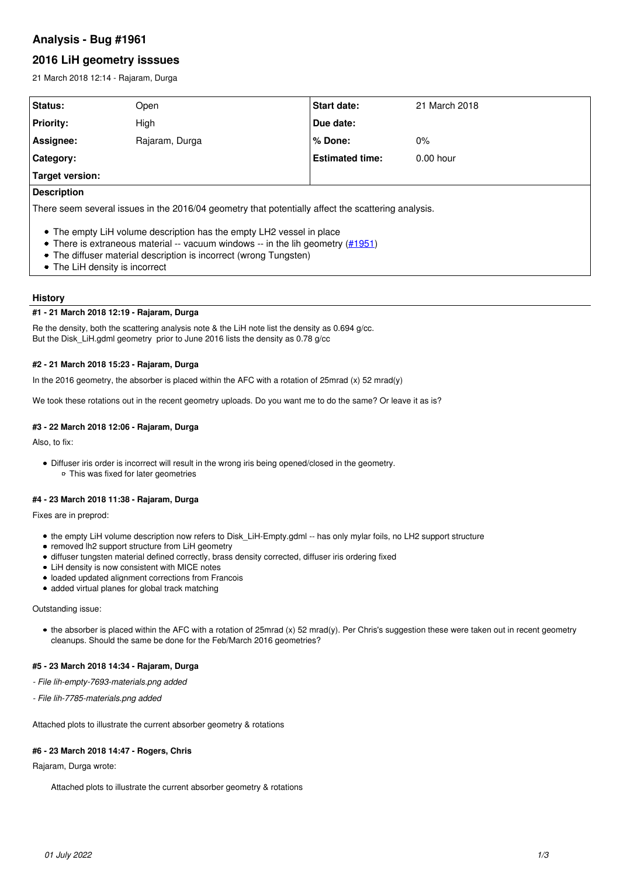# Analysis - Bug #1961

## 2016 LiH geometry isssues

21 March 2018 12:14 - Rajaram, Durga

| Status: | Open | Start date: | 21 March 2018 |
| --- | --- | --- | --- |
| Priority: | High | Due date: | |
| Assignee: | Rajaram, Durga | % Done: | 0% |
| Category: | | Estimated time: | 0.00 hour |
| Target version: | | | |

**Description**

There seem several issues in the 2016/04 geometry that potentially affect the scattering analysis.

- The empty LiH volume description has the empty LH2 vessel in place
- There is extraneous material -- vacuum windows -- in the lih geometry (#1951)
- The diffuser material description is incorrect (wrong Tungsten)
- The LiH density is incorrect

### History

#### #1 - 21 March 2018 12:19 - Rajaram, Durga

Re the density, both the scattering analysis note & the LiH note list the density as 0.694 g/cc.
But the Disk_LiH.gdml geometry prior to June 2016 lists the density as 0.78 g/cc

#### #2 - 21 March 2018 15:23 - Rajaram, Durga

In the 2016 geometry, the absorber is placed within the AFC with a rotation of 25mrad (x) 52 mrad(y)

We took these rotations out in the recent geometry uploads. Do you want me to do the same? Or leave it as is?

#### #3 - 22 March 2018 12:06 - Rajaram, Durga

Also, to fix:

- Diffuser iris order is incorrect will result in the wrong iris being opened/closed in the geometry.
  - This was fixed for later geometries

#### #4 - 23 March 2018 11:38 - Rajaram, Durga

Fixes are in preprod:

- the empty LiH volume description now refers to Disk_LiH-Empty.gdml -- has only mylar foils, no LH2 support structure
- removed lh2 support structure from LiH geometry
- diffuser tungsten material defined correctly, brass density corrected, diffuser iris ordering fixed
- LiH density is now consistent with MICE notes
- loaded updated alignment corrections from Francois
- added virtual planes for global track matching

Outstanding issue:

- the absorber is placed within the AFC with a rotation of 25mrad (x) 52 mrad(y). Per Chris's suggestion these were taken out in recent geometry cleanups. Should the same be done for the Feb/March 2016 geometries?

#### #5 - 23 March 2018 14:34 - Rajaram, Durga

*- File lih-empty-7693-materials.png added*

*- File lih-7785-materials.png added*

Attached plots to illustrate the current absorber geometry & rotations

#### #6 - 23 March 2018 14:47 - Rogers, Chris

Rajaram, Durga wrote:

> Attached plots to illustrate the current absorber geometry & rotations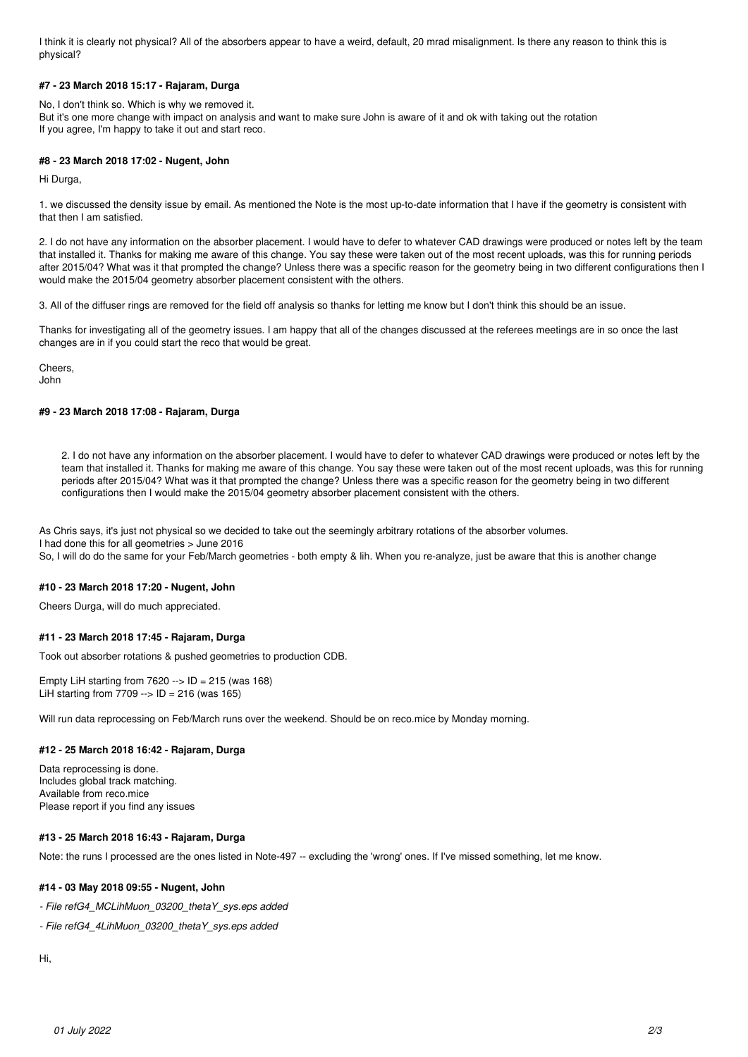I think it is clearly not physical? All of the absorbers appear to have a weird, default, 20 mrad misalignment. Is there any reason to think this is physical?

#### #7 - 23 March 2018 15:17 - Rajaram, Durga

No, I don't think so. Which is why we removed it.
But it's one more change with impact on analysis and want to make sure John is aware of it and ok with taking out the rotation
If you agree, I'm happy to take it out and start reco.

#### #8 - 23 March 2018 17:02 - Nugent, John

Hi Durga,

1. we discussed the density issue by email. As mentioned the Note is the most up-to-date information that I have if the geometry is consistent with that then I am satisfied.

2. I do not have any information on the absorber placement. I would have to defer to whatever CAD drawings were produced or notes left by the team that installed it. Thanks for making me aware of this change. You say these were taken out of the most recent uploads, was this for running periods after 2015/04? What was it that prompted the change? Unless there was a specific reason for the geometry being in two different configurations then I would make the 2015/04 geometry absorber placement consistent with the others.

3. All of the diffuser rings are removed for the field off analysis so thanks for letting me know but I don't think this should be an issue.

Thanks for investigating all of the geometry issues. I am happy that all of the changes discussed at the referees meetings are in so once the last changes are in if you could start the reco that would be great.

Cheers,
John

#### #9 - 23 March 2018 17:08 - Rajaram, Durga

> 2. I do not have any information on the absorber placement. I would have to defer to whatever CAD drawings were produced or notes left by the team that installed it. Thanks for making me aware of this change. You say these were taken out of the most recent uploads, was this for running periods after 2015/04? What was it that prompted the change? Unless there was a specific reason for the geometry being in two different configurations then I would make the 2015/04 geometry absorber placement consistent with the others.

As Chris says, it's just not physical so we decided to take out the seemingly arbitrary rotations of the absorber volumes.
I had done this for all geometries > June 2016
So, I will do do the same for your Feb/March geometries - both empty & lih. When you re-analyze, just be aware that this is another change

#### #10 - 23 March 2018 17:20 - Nugent, John

Cheers Durga, will do much appreciated.

#### #11 - 23 March 2018 17:45 - Rajaram, Durga

Took out absorber rotations & pushed geometries to production CDB.

Empty LiH starting from 7620 --> ID = 215 (was 168)
LiH starting from 7709 --> ID = 216 (was 165)

Will run data reprocessing on Feb/March runs over the weekend. Should be on reco.mice by Monday morning.

#### #12 - 25 March 2018 16:42 - Rajaram, Durga

Data reprocessing is done.
Includes global track matching.
Available from reco.mice
Please report if you find any issues

#### #13 - 25 March 2018 16:43 - Rajaram, Durga

Note: the runs I processed are the ones listed in Note-497 -- excluding the 'wrong' ones. If I've missed something, let me know.

#### #14 - 03 May 2018 09:55 - Nugent, John

- *File refG4_MCLihMuon_03200_thetaY_sys.eps added*
- *File refG4_4LihMuon_03200_thetaY_sys.eps added*

Hi,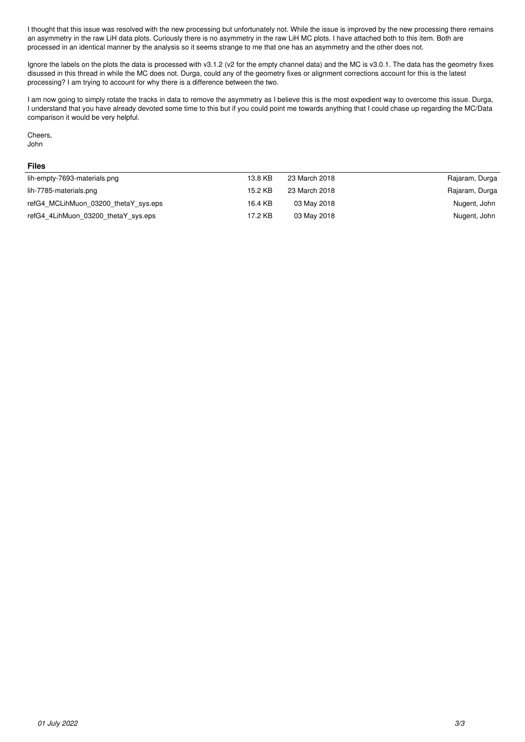I thought that this issue was resolved with the new processing but unfortunately not. While the issue is improved by the new processing there remains an asymmetry in the raw LiH data plots. Curiously there is no asymmetry in the raw LiH MC plots. I have attached both to this item. Both are processed in an identical manner by the analysis so it seems strange to me that one has an asymmetry and the other does not.

Ignore the labels on the plots the data is processed with v3.1.2 (v2 for the empty channel data) and the MC is v3.0.1. The data has the geometry fixes disussed in this thread in while the MC does not. Durga, could any of the geometry fixes or alignment corrections account for this is the latest processing? I am trying to account for why there is a difference between the two.

I am now going to simply rotate the tracks in data to remove the asymmetry as I believe this is the most expedient way to overcome this issue. Durga, I understand that you have already devoted some time to this but if you could point me towards anything that I could chase up regarding the MC/Data comparison it would be very helpful.

Cheers,
John

### Files

| | | | |
|---|---|---|---|
| lih-empty-7693-materials.png | 13.8 KB | 23 March 2018 | Rajaram, Durga |
| lih-7785-materials.png | 15.2 KB | 23 March 2018 | Rajaram, Durga |
| refG4_MCLihMuon_03200_thetaY_sys.eps | 16.4 KB | 03 May 2018 | Nugent, John |
| refG4_4LihMuon_03200_thetaY_sys.eps | 17.2 KB | 03 May 2018 | Nugent, John |